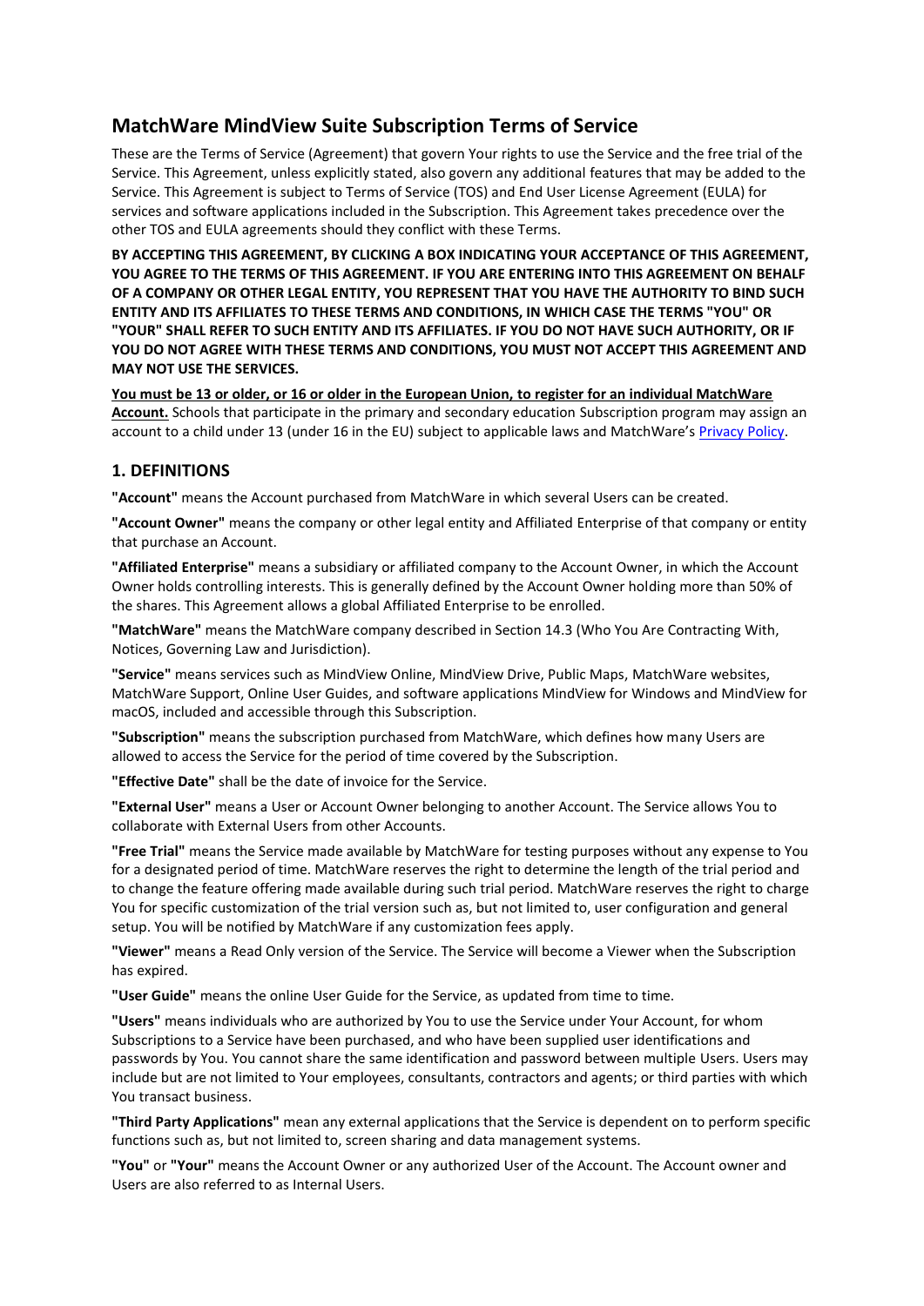# MatchWare MindView Suite Subscription Terms of Service

These are the Terms of Service (Agreement) that govern Your rights to use the Service and the free trial of the Service. This Agreement, unless explicitly stated, also govern any additional features that may be added to the Service. This Agreement is subject to Terms of Service (TOS) and End User License Agreement (EULA) for services and software applications included in the Subscription. This Agreement takes precedence over the other TOS and EULA agreements should they conflict with these Terms.

**BY ACCEPTING THIS AGREEMENT, BY CLICKING A BOX INDICATING YOUR ACCEPTANCE OF THIS AGREEMENT, YOU AGREE TO THE TERMS OF THIS AGREEMENT. IF YOU ARE ENTERING INTO THIS AGREEMENT ON BEHALF OF A COMPANY OR OTHER LEGAL ENTITY, YOU REPRESENT THAT YOU HAVE THE AUTHORITY TO BIND SUCH ENTITY AND ITS AFFILIATES TO THESE TERMS AND CONDITIONS, IN WHICH CASE THE TERMS "YOU" OR "YOUR" SHALL REFER TO SUCH ENTITY AND ITS AFFILIATES. IF YOU DO NOT HAVE SUCH AUTHORITY, OR IF YOU DO NOT AGREE WITH THESE TERMS AND CONDITIONS, YOU MUST NOT ACCEPT THIS AGREEMENT AND MAY NOT USE THE SERVICES.**

**You must be 13 or older, or 16 or older in the European Union, to register for an individual MatchWare Account.** Schools that participate in the primary and secondary education Subscription program may assign an account to a child under 13 (under 16 in the EU) subject to applicable laws and MatchWare's [Privacy Policy](Privacy Policy).

## 1. DEFINITIONS

**"Account"** means the Account purchased from MatchWare in which several Users can be created.

**"Account Owner"** means the company or other legal entity and Affiliated Enterprise of that company or entity that purchase an Account.

**"Affiliated Enterprise"** means a subsidiary or affiliated company to the Account Owner, in which the Account Owner holds controlling interests. This is generally defined by the Account Owner holding more than 50% of the shares. This Agreement allows a global Affiliated Enterprise to be enrolled.

**"MatchWare"** means the MatchWare company described in Section 14.3 (Who You Are Contracting With, Notices, Governing Law and Jurisdiction).

**"Service"** means services such as MindView Online, MindView Drive, Public Maps, MatchWare websites, MatchWare Support, Online User Guides, and software applications MindView for Windows and MindView for macOS, included and accessible through this Subscription.

**"Subscription"** means the subscription purchased from MatchWare, which defines how many Users are allowed to access the Service for the period of time covered by the Subscription.

**"Effective Date"** shall be the date of invoice for the Service.

**"External User"** means a User or Account Owner belonging to another Account. The Service allows You to collaborate with External Users from other Accounts.

**"Free Trial"** means the Service made available by MatchWare for testing purposes without any expense to You for a designated period of time. MatchWare reserves the right to determine the length of the trial period and to change the feature offering made available during such trial period. MatchWare reserves the right to charge You for specific customization of the trial version such as, but not limited to, user configuration and general setup. You will be notified by MatchWare if any customization fees apply.

**"Viewer"** means a Read Only version of the Service. The Service will become a Viewer when the Subscription has expired.

**"User Guide"** means the online User Guide for the Service, as updated from time to time.

**"Users"** means individuals who are authorized by You to use the Service under Your Account, for whom Subscriptions to a Service have been purchased, and who have been supplied user identifications and passwords by You. You cannot share the same identification and password between multiple Users. Users may include but are not limited to Your employees, consultants, contractors and agents; or third parties with which You transact business.

**"Third Party Applications"** mean any external applications that the Service is dependent on to perform specific functions such as, but not limited to, screen sharing and data management systems.

**"You"** or **"Your"** means the Account Owner or any authorized User of the Account. The Account owner and Users are also referred to as Internal Users.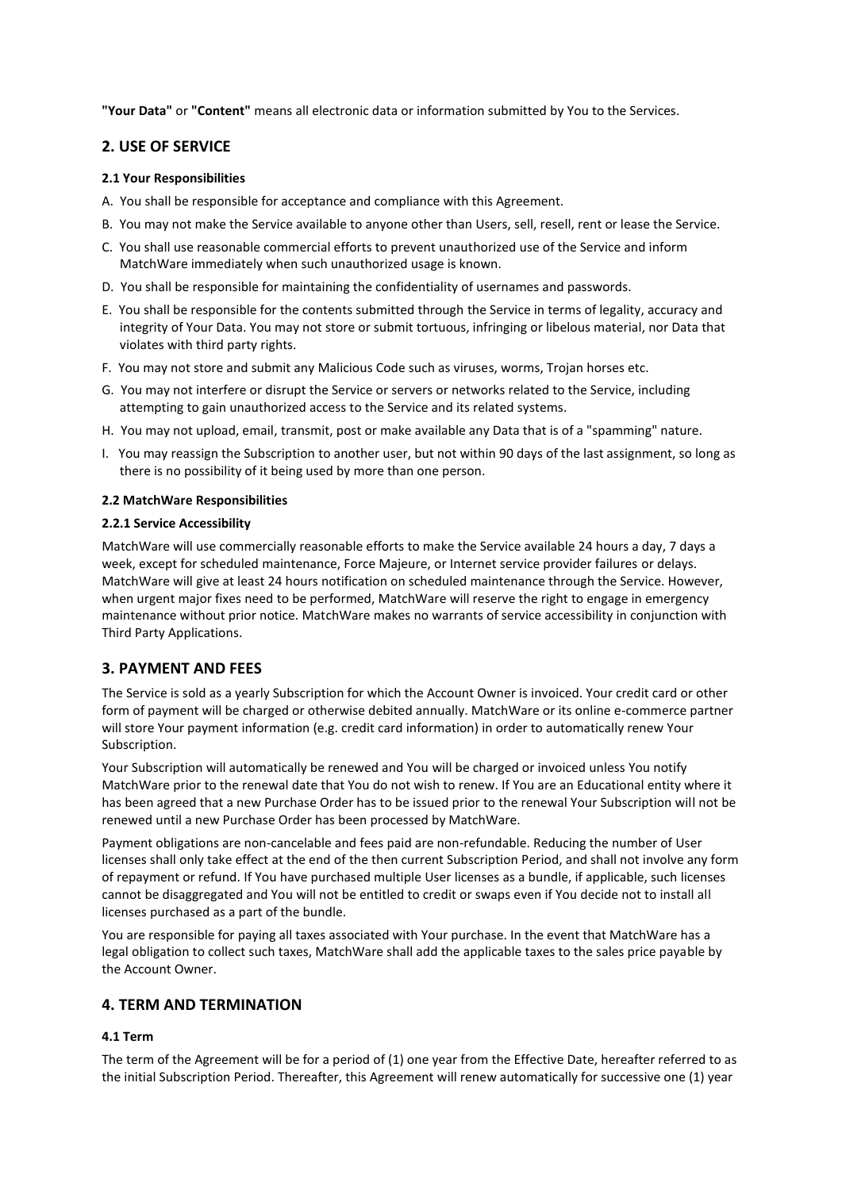**"Your Data"** or **"Content"** means all electronic data or information submitted by You to the Services.

## 2. USE OF SERVICE

#### 2.1 Your Responsibilities

A. You shall be responsible for acceptance and compliance with this Agreement.

B. You may not make the Service available to anyone other than Users, sell, resell, rent or lease the Service.

C. You shall use reasonable commercial efforts to prevent unauthorized use of the Service and inform MatchWare immediately when such unauthorized usage is known.

D. You shall be responsible for maintaining the confidentiality of usernames and passwords.

E. You shall be responsible for the contents submitted through the Service in terms of legality, accuracy and integrity of Your Data. You may not store or submit tortuous, infringing or libelous material, nor Data that violates with third party rights.

F. You may not store and submit any Malicious Code such as viruses, worms, Trojan horses etc.

G. You may not interfere or disrupt the Service or servers or networks related to the Service, including attempting to gain unauthorized access to the Service and its related systems.

H. You may not upload, email, transmit, post or make available any Data that is of a "spamming" nature.

I. You may reassign the Subscription to another user, but not within 90 days of the last assignment, so long as there is no possibility of it being used by more than one person.

#### 2.2 MatchWare Responsibilities

#### 2.2.1 Service Accessibility

MatchWare will use commercially reasonable efforts to make the Service available 24 hours a day, 7 days a week, except for scheduled maintenance, Force Majeure, or Internet service provider failures or delays. MatchWare will give at least 24 hours notification on scheduled maintenance through the Service. However, when urgent major fixes need to be performed, MatchWare will reserve the right to engage in emergency maintenance without prior notice. MatchWare makes no warrants of service accessibility in conjunction with Third Party Applications.

## 3. PAYMENT AND FEES

The Service is sold as a yearly Subscription for which the Account Owner is invoiced. Your credit card or other form of payment will be charged or otherwise debited annually. MatchWare or its online e-commerce partner will store Your payment information (e.g. credit card information) in order to automatically renew Your Subscription.

Your Subscription will automatically be renewed and You will be charged or invoiced unless You notify MatchWare prior to the renewal date that You do not wish to renew. If You are an Educational entity where it has been agreed that a new Purchase Order has to be issued prior to the renewal Your Subscription will not be renewed until a new Purchase Order has been processed by MatchWare.

Payment obligations are non-cancelable and fees paid are non-refundable. Reducing the number of User licenses shall only take effect at the end of the then current Subscription Period, and shall not involve any form of repayment or refund. If You have purchased multiple User licenses as a bundle, if applicable, such licenses cannot be disaggregated and You will not be entitled to credit or swaps even if You decide not to install all licenses purchased as a part of the bundle.

You are responsible for paying all taxes associated with Your purchase. In the event that MatchWare has a legal obligation to collect such taxes, MatchWare shall add the applicable taxes to the sales price payable by the Account Owner.

## 4. TERM AND TERMINATION

#### 4.1 Term

The term of the Agreement will be for a period of (1) one year from the Effective Date, hereafter referred to as the initial Subscription Period. Thereafter, this Agreement will renew automatically for successive one (1) year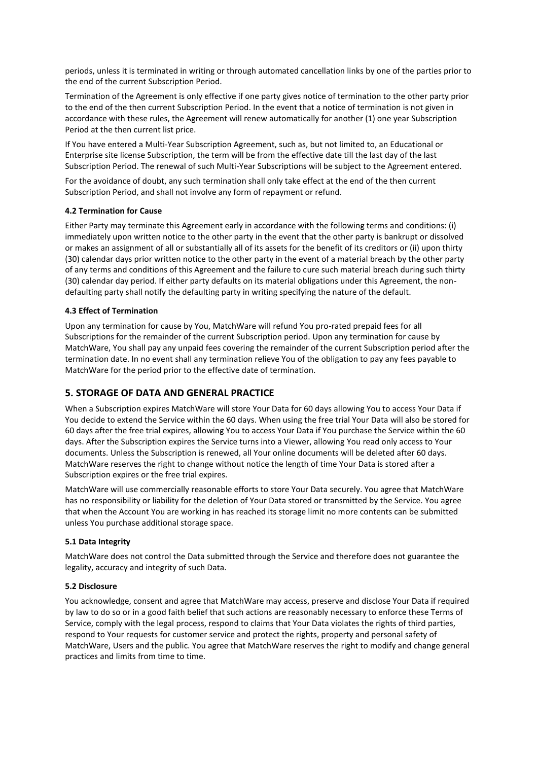periods, unless it is terminated in writing or through automated cancellation links by one of the parties prior to the end of the current Subscription Period.

Termination of the Agreement is only effective if one party gives notice of termination to the other party prior to the end of the then current Subscription Period. In the event that a notice of termination is not given in accordance with these rules, the Agreement will renew automatically for another (1) one year Subscription Period at the then current list price.

If You have entered a Multi-Year Subscription Agreement, such as, but not limited to, an Educational or Enterprise site license Subscription, the term will be from the effective date till the last day of the last Subscription Period. The renewal of such Multi-Year Subscriptions will be subject to the Agreement entered.

For the avoidance of doubt, any such termination shall only take effect at the end of the then current Subscription Period, and shall not involve any form of repayment or refund.

#### 4.2 Termination for Cause

Either Party may terminate this Agreement early in accordance with the following terms and conditions: (i) immediately upon written notice to the other party in the event that the other party is bankrupt or dissolved or makes an assignment of all or substantially all of its assets for the benefit of its creditors or (ii) upon thirty (30) calendar days prior written notice to the other party in the event of a material breach by the other party of any terms and conditions of this Agreement and the failure to cure such material breach during such thirty (30) calendar day period. If either party defaults on its material obligations under this Agreement, the non-defaulting party shall notify the defaulting party in writing specifying the nature of the default.

#### 4.3 Effect of Termination

Upon any termination for cause by You, MatchWare will refund You pro-rated prepaid fees for all Subscriptions for the remainder of the current Subscription period. Upon any termination for cause by MatchWare, You shall pay any unpaid fees covering the remainder of the current Subscription period after the termination date. In no event shall any termination relieve You of the obligation to pay any fees payable to MatchWare for the period prior to the effective date of termination.

## 5. STORAGE OF DATA AND GENERAL PRACTICE

When a Subscription expires MatchWare will store Your Data for 60 days allowing You to access Your Data if You decide to extend the Service within the 60 days. When using the free trial Your Data will also be stored for 60 days after the free trial expires, allowing You to access Your Data if You purchase the Service within the 60 days. After the Subscription expires the Service turns into a Viewer, allowing You read only access to Your documents. Unless the Subscription is renewed, all Your online documents will be deleted after 60 days. MatchWare reserves the right to change without notice the length of time Your Data is stored after a Subscription expires or the free trial expires.

MatchWare will use commercially reasonable efforts to store Your Data securely. You agree that MatchWare has no responsibility or liability for the deletion of Your Data stored or transmitted by the Service. You agree that when the Account You are working in has reached its storage limit no more contents can be submitted unless You purchase additional storage space.

#### 5.1 Data Integrity

MatchWare does not control the Data submitted through the Service and therefore does not guarantee the legality, accuracy and integrity of such Data.

#### 5.2 Disclosure

You acknowledge, consent and agree that MatchWare may access, preserve and disclose Your Data if required by law to do so or in a good faith belief that such actions are reasonably necessary to enforce these Terms of Service, comply with the legal process, respond to claims that Your Data violates the rights of third parties, respond to Your requests for customer service and protect the rights, property and personal safety of MatchWare, Users and the public. You agree that MatchWare reserves the right to modify and change general practices and limits from time to time.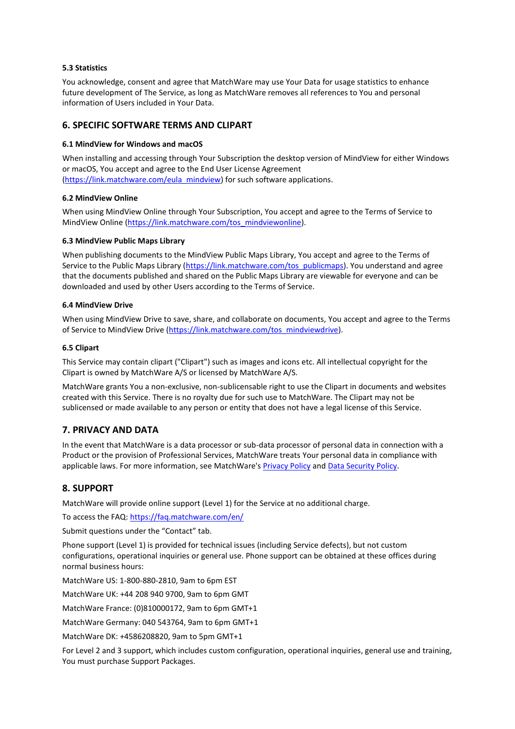### 5.3 Statistics

You acknowledge, consent and agree that MatchWare may use Your Data for usage statistics to enhance future development of The Service, as long as MatchWare removes all references to You and personal information of Users included in Your Data.

## 6. SPECIFIC SOFTWARE TERMS AND CLIPART

### 6.1 MindView for Windows and macOS

When installing and accessing through Your Subscription the desktop version of MindView for either Windows or macOS, You accept and agree to the End User License Agreement (https://link.matchware.com/eula_mindview) for such software applications.

### 6.2 MindView Online

When using MindView Online through Your Subscription, You accept and agree to the Terms of Service to MindView Online (https://link.matchware.com/tos_mindviewonline).

### 6.3 MindView Public Maps Library

When publishing documents to the MindView Public Maps Library, You accept and agree to the Terms of Service to the Public Maps Library (https://link.matchware.com/tos_publicmaps). You understand and agree that the documents published and shared on the Public Maps Library are viewable for everyone and can be downloaded and used by other Users according to the Terms of Service.

### 6.4 MindView Drive

When using MindView Drive to save, share, and collaborate on documents, You accept and agree to the Terms of Service to MindView Drive (https://link.matchware.com/tos_mindviewdrive).

### 6.5 Clipart

This Service may contain clipart ("Clipart") such as images and icons etc. All intellectual copyright for the Clipart is owned by MatchWare A/S or licensed by MatchWare A/S.

MatchWare grants You a non-exclusive, non-sublicensable right to use the Clipart in documents and websites created with this Service. There is no royalty due for such use to MatchWare. The Clipart may not be sublicensed or made available to any person or entity that does not have a legal license of this Service.

## 7. PRIVACY AND DATA

In the event that MatchWare is a data processor or sub-data processor of personal data in connection with a Product or the provision of Professional Services, MatchWare treats Your personal data in compliance with applicable laws. For more information, see MatchWare's Privacy Policy and Data Security Policy.

## 8. SUPPORT

MatchWare will provide online support (Level 1) for the Service at no additional charge.

To access the FAQ: https://faq.matchware.com/en/

Submit questions under the "Contact" tab.

Phone support (Level 1) is provided for technical issues (including Service defects), but not custom configurations, operational inquiries or general use. Phone support can be obtained at these offices during normal business hours:

MatchWare US: 1-800-880-2810, 9am to 6pm EST

MatchWare UK: +44 208 940 9700, 9am to 6pm GMT

MatchWare France: (0)810000172, 9am to 6pm GMT+1

MatchWare Germany: 040 543764, 9am to 6pm GMT+1

MatchWare DK: +4586208820, 9am to 5pm GMT+1

For Level 2 and 3 support, which includes custom configuration, operational inquiries, general use and training, You must purchase Support Packages.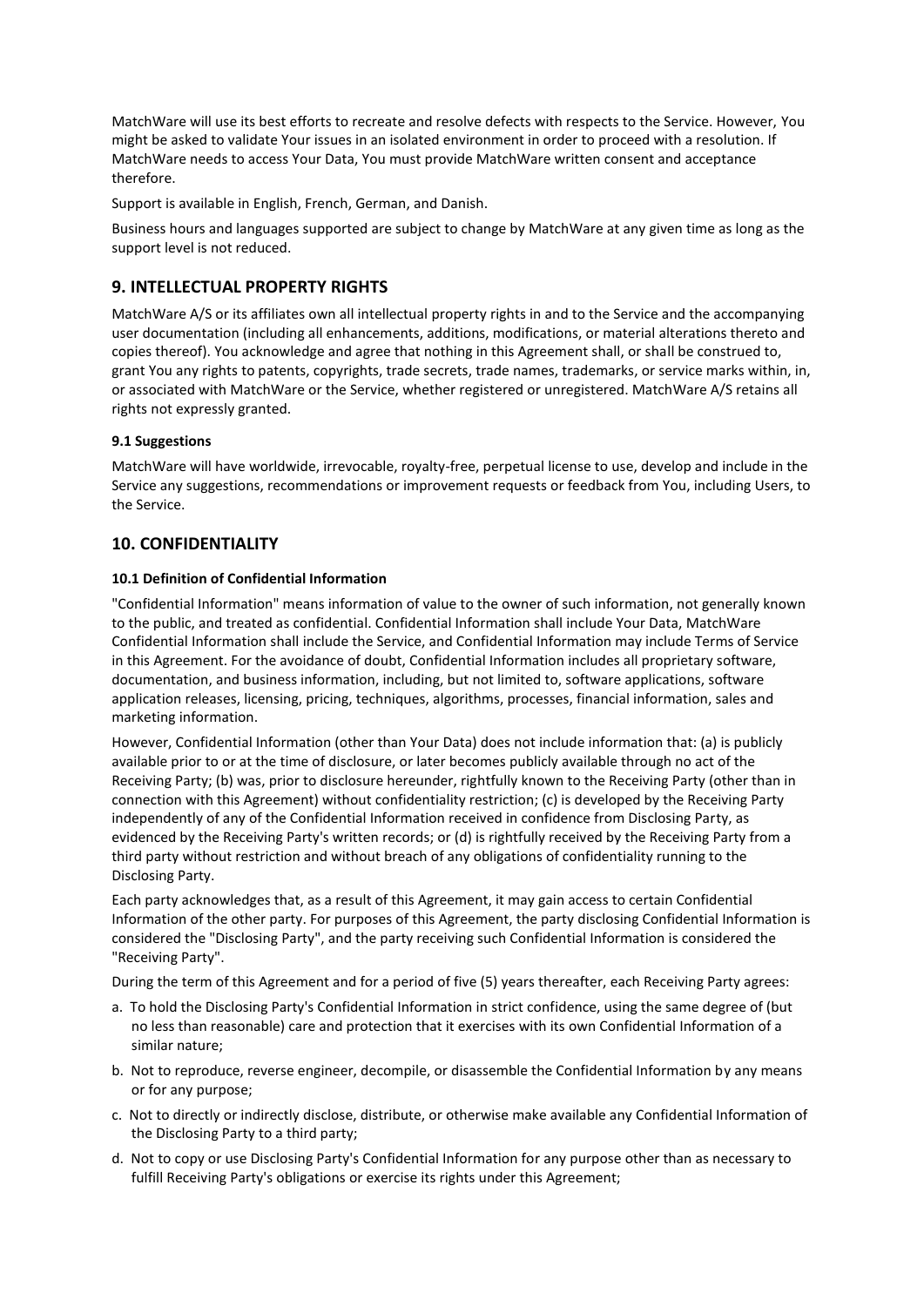MatchWare will use its best efforts to recreate and resolve defects with respects to the Service. However, You might be asked to validate Your issues in an isolated environment in order to proceed with a resolution. If MatchWare needs to access Your Data, You must provide MatchWare written consent and acceptance therefore.

Support is available in English, French, German, and Danish.

Business hours and languages supported are subject to change by MatchWare at any given time as long as the support level is not reduced.

## 9. INTELLECTUAL PROPERTY RIGHTS

MatchWare A/S or its affiliates own all intellectual property rights in and to the Service and the accompanying user documentation (including all enhancements, additions, modifications, or material alterations thereto and copies thereof). You acknowledge and agree that nothing in this Agreement shall, or shall be construed to, grant You any rights to patents, copyrights, trade secrets, trade names, trademarks, or service marks within, in, or associated with MatchWare or the Service, whether registered or unregistered. MatchWare A/S retains all rights not expressly granted.

#### 9.1 Suggestions

MatchWare will have worldwide, irrevocable, royalty-free, perpetual license to use, develop and include in the Service any suggestions, recommendations or improvement requests or feedback from You, including Users, to the Service.

## 10. CONFIDENTIALITY

#### 10.1 Definition of Confidential Information

"Confidential Information" means information of value to the owner of such information, not generally known to the public, and treated as confidential. Confidential Information shall include Your Data, MatchWare Confidential Information shall include the Service, and Confidential Information may include Terms of Service in this Agreement. For the avoidance of doubt, Confidential Information includes all proprietary software, documentation, and business information, including, but not limited to, software applications, software application releases, licensing, pricing, techniques, algorithms, processes, financial information, sales and marketing information.

However, Confidential Information (other than Your Data) does not include information that: (a) is publicly available prior to or at the time of disclosure, or later becomes publicly available through no act of the Receiving Party; (b) was, prior to disclosure hereunder, rightfully known to the Receiving Party (other than in connection with this Agreement) without confidentiality restriction; (c) is developed by the Receiving Party independently of any of the Confidential Information received in confidence from Disclosing Party, as evidenced by the Receiving Party's written records; or (d) is rightfully received by the Receiving Party from a third party without restriction and without breach of any obligations of confidentiality running to the Disclosing Party.

Each party acknowledges that, as a result of this Agreement, it may gain access to certain Confidential Information of the other party. For purposes of this Agreement, the party disclosing Confidential Information is considered the "Disclosing Party", and the party receiving such Confidential Information is considered the "Receiving Party".

During the term of this Agreement and for a period of five (5) years thereafter, each Receiving Party agrees:

a. To hold the Disclosing Party's Confidential Information in strict confidence, using the same degree of (but no less than reasonable) care and protection that it exercises with its own Confidential Information of a similar nature;

b. Not to reproduce, reverse engineer, decompile, or disassemble the Confidential Information by any means or for any purpose;

c. Not to directly or indirectly disclose, distribute, or otherwise make available any Confidential Information of the Disclosing Party to a third party;

d. Not to copy or use Disclosing Party's Confidential Information for any purpose other than as necessary to fulfill Receiving Party's obligations or exercise its rights under this Agreement;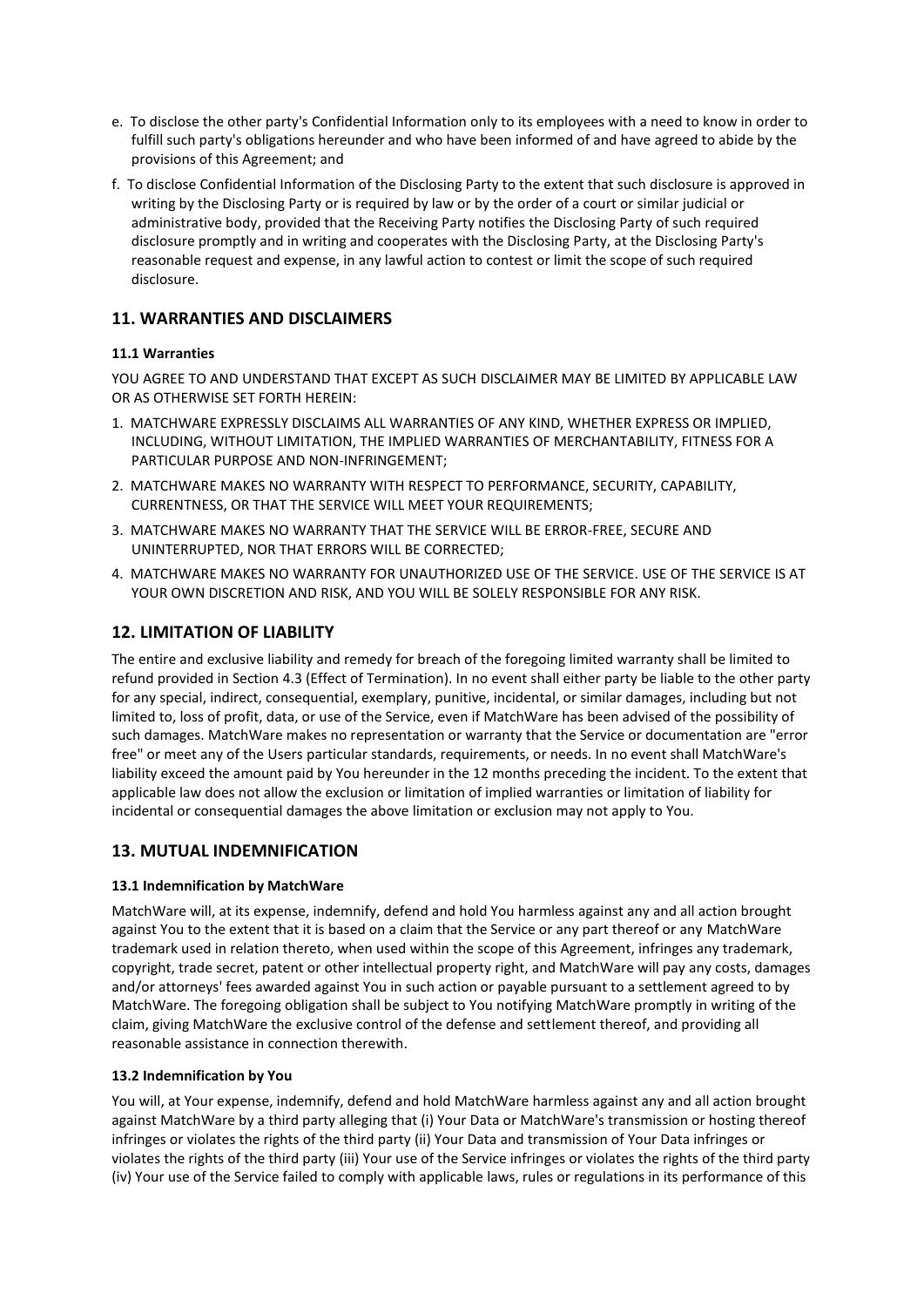e. To disclose the other party's Confidential Information only to its employees with a need to know in order to fulfill such party's obligations hereunder and who have been informed of and have agreed to abide by the provisions of this Agreement; and

f. To disclose Confidential Information of the Disclosing Party to the extent that such disclosure is approved in writing by the Disclosing Party or is required by law or by the order of a court or similar judicial or administrative body, provided that the Receiving Party notifies the Disclosing Party of such required disclosure promptly and in writing and cooperates with the Disclosing Party, at the Disclosing Party's reasonable request and expense, in any lawful action to contest or limit the scope of such required disclosure.

## 11. WARRANTIES AND DISCLAIMERS

### 11.1 Warranties

YOU AGREE TO AND UNDERSTAND THAT EXCEPT AS SUCH DISCLAIMER MAY BE LIMITED BY APPLICABLE LAW OR AS OTHERWISE SET FORTH HEREIN:

1. MATCHWARE EXPRESSLY DISCLAIMS ALL WARRANTIES OF ANY KIND, WHETHER EXPRESS OR IMPLIED, INCLUDING, WITHOUT LIMITATION, THE IMPLIED WARRANTIES OF MERCHANTABILITY, FITNESS FOR A PARTICULAR PURPOSE AND NON-INFRINGEMENT;
2. MATCHWARE MAKES NO WARRANTY WITH RESPECT TO PERFORMANCE, SECURITY, CAPABILITY, CURRENTNESS, OR THAT THE SERVICE WILL MEET YOUR REQUIREMENTS;
3. MATCHWARE MAKES NO WARRANTY THAT THE SERVICE WILL BE ERROR-FREE, SECURE AND UNINTERRUPTED, NOR THAT ERRORS WILL BE CORRECTED;
4. MATCHWARE MAKES NO WARRANTY FOR UNAUTHORIZED USE OF THE SERVICE. USE OF THE SERVICE IS AT YOUR OWN DISCRETION AND RISK, AND YOU WILL BE SOLELY RESPONSIBLE FOR ANY RISK.

## 12. LIMITATION OF LIABILITY

The entire and exclusive liability and remedy for breach of the foregoing limited warranty shall be limited to refund provided in Section 4.3 (Effect of Termination). In no event shall either party be liable to the other party for any special, indirect, consequential, exemplary, punitive, incidental, or similar damages, including but not limited to, loss of profit, data, or use of the Service, even if MatchWare has been advised of the possibility of such damages. MatchWare makes no representation or warranty that the Service or documentation are "error free" or meet any of the Users particular standards, requirements, or needs. In no event shall MatchWare's liability exceed the amount paid by You hereunder in the 12 months preceding the incident. To the extent that applicable law does not allow the exclusion or limitation of implied warranties or limitation of liability for incidental or consequential damages the above limitation or exclusion may not apply to You.

## 13. MUTUAL INDEMNIFICATION

### 13.1 Indemnification by MatchWare

MatchWare will, at its expense, indemnify, defend and hold You harmless against any and all action brought against You to the extent that it is based on a claim that the Service or any part thereof or any MatchWare trademark used in relation thereto, when used within the scope of this Agreement, infringes any trademark, copyright, trade secret, patent or other intellectual property right, and MatchWare will pay any costs, damages and/or attorneys' fees awarded against You in such action or payable pursuant to a settlement agreed to by MatchWare. The foregoing obligation shall be subject to You notifying MatchWare promptly in writing of the claim, giving MatchWare the exclusive control of the defense and settlement thereof, and providing all reasonable assistance in connection therewith.

### 13.2 Indemnification by You

You will, at Your expense, indemnify, defend and hold MatchWare harmless against any and all action brought against MatchWare by a third party alleging that (i) Your Data or MatchWare's transmission or hosting thereof infringes or violates the rights of the third party (ii) Your Data and transmission of Your Data infringes or violates the rights of the third party (iii) Your use of the Service infringes or violates the rights of the third party (iv) Your use of the Service failed to comply with applicable laws, rules or regulations in its performance of this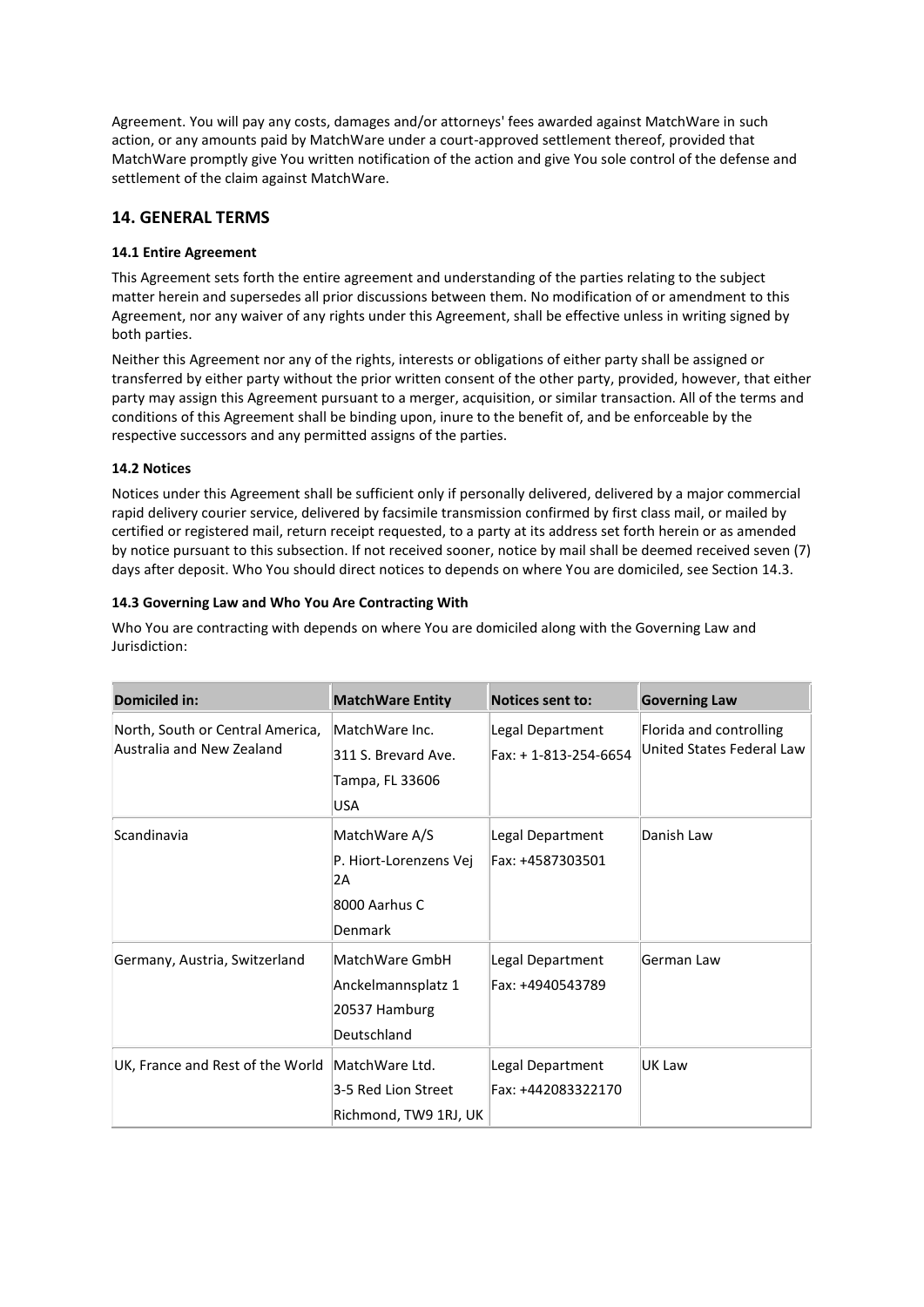Agreement. You will pay any costs, damages and/or attorneys' fees awarded against MatchWare in such action, or any amounts paid by MatchWare under a court-approved settlement thereof, provided that MatchWare promptly give You written notification of the action and give You sole control of the defense and settlement of the claim against MatchWare.

## 14. GENERAL TERMS

#### 14.1 Entire Agreement

This Agreement sets forth the entire agreement and understanding of the parties relating to the subject matter herein and supersedes all prior discussions between them. No modification of or amendment to this Agreement, nor any waiver of any rights under this Agreement, shall be effective unless in writing signed by both parties.

Neither this Agreement nor any of the rights, interests or obligations of either party shall be assigned or transferred by either party without the prior written consent of the other party, provided, however, that either party may assign this Agreement pursuant to a merger, acquisition, or similar transaction. All of the terms and conditions of this Agreement shall be binding upon, inure to the benefit of, and be enforceable by the respective successors and any permitted assigns of the parties.

#### 14.2 Notices

Notices under this Agreement shall be sufficient only if personally delivered, delivered by a major commercial rapid delivery courier service, delivered by facsimile transmission confirmed by first class mail, or mailed by certified or registered mail, return receipt requested, to a party at its address set forth herein or as amended by notice pursuant to this subsection. If not received sooner, notice by mail shall be deemed received seven (7) days after deposit. Who You should direct notices to depends on where You are domiciled, see Section 14.3.

#### 14.3 Governing Law and Who You Are Contracting With

Who You are contracting with depends on where You are domiciled along with the Governing Law and Jurisdiction:

| Domiciled in: | MatchWare Entity | Notices sent to: | Governing Law |
|---|---|---|---|
| North, South or Central America, Australia and New Zealand | MatchWare Inc.<br>311 S. Brevard Ave.<br>Tampa, FL 33606<br>USA | Legal Department<br>Fax: + 1-813-254-6654 | Florida and controlling United States Federal Law |
| Scandinavia | MatchWare A/S<br>P. Hiort-Lorenzens Vej 2A<br>8000 Aarhus C<br>Denmark | Legal Department<br>Fax: +4587303501 | Danish Law |
| Germany, Austria, Switzerland | MatchWare GmbH<br>Anckelmannsplatz 1<br>20537 Hamburg<br>Deutschland | Legal Department<br>Fax: +4940543789 | German Law |
| UK, France and Rest of the World | MatchWare Ltd.<br>3-5 Red Lion Street<br>Richmond, TW9 1RJ, UK | Legal Department<br>Fax: +442083322170 | UK Law |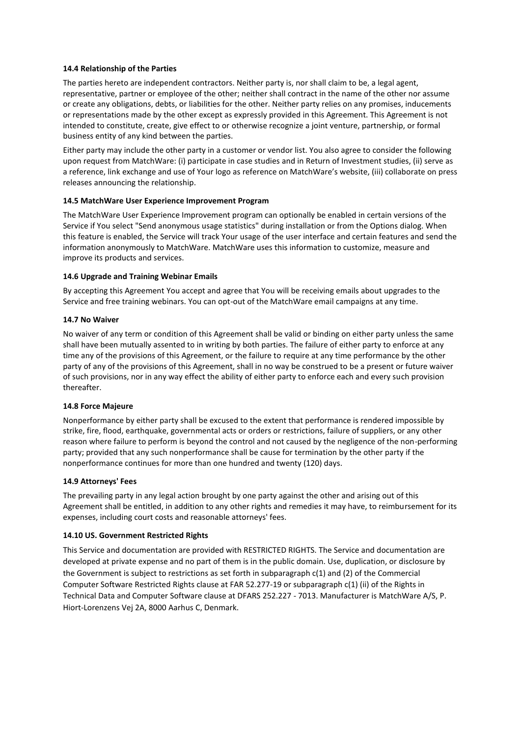#### 14.4 Relationship of the Parties

The parties hereto are independent contractors. Neither party is, nor shall claim to be, a legal agent, representative, partner or employee of the other; neither shall contract in the name of the other nor assume or create any obligations, debts, or liabilities for the other. Neither party relies on any promises, inducements or representations made by the other except as expressly provided in this Agreement. This Agreement is not intended to constitute, create, give effect to or otherwise recognize a joint venture, partnership, or formal business entity of any kind between the parties.

Either party may include the other party in a customer or vendor list. You also agree to consider the following upon request from MatchWare: (i) participate in case studies and in Return of Investment studies, (ii) serve as a reference, link exchange and use of Your logo as reference on MatchWare's website, (iii) collaborate on press releases announcing the relationship.

#### 14.5 MatchWare User Experience Improvement Program

The MatchWare User Experience Improvement program can optionally be enabled in certain versions of the Service if You select "Send anonymous usage statistics" during installation or from the Options dialog. When this feature is enabled, the Service will track Your usage of the user interface and certain features and send the information anonymously to MatchWare. MatchWare uses this information to customize, measure and improve its products and services.

#### 14.6 Upgrade and Training Webinar Emails

By accepting this Agreement You accept and agree that You will be receiving emails about upgrades to the Service and free training webinars. You can opt-out of the MatchWare email campaigns at any time.

#### 14.7 No Waiver

No waiver of any term or condition of this Agreement shall be valid or binding on either party unless the same shall have been mutually assented to in writing by both parties. The failure of either party to enforce at any time any of the provisions of this Agreement, or the failure to require at any time performance by the other party of any of the provisions of this Agreement, shall in no way be construed to be a present or future waiver of such provisions, nor in any way effect the ability of either party to enforce each and every such provision thereafter.

#### 14.8 Force Majeure

Nonperformance by either party shall be excused to the extent that performance is rendered impossible by strike, fire, flood, earthquake, governmental acts or orders or restrictions, failure of suppliers, or any other reason where failure to perform is beyond the control and not caused by the negligence of the non-performing party; provided that any such nonperformance shall be cause for termination by the other party if the nonperformance continues for more than one hundred and twenty (120) days.

#### 14.9 Attorneys' Fees

The prevailing party in any legal action brought by one party against the other and arising out of this Agreement shall be entitled, in addition to any other rights and remedies it may have, to reimbursement for its expenses, including court costs and reasonable attorneys' fees.

#### 14.10 US. Government Restricted Rights

This Service and documentation are provided with RESTRICTED RIGHTS. The Service and documentation are developed at private expense and no part of them is in the public domain. Use, duplication, or disclosure by the Government is subject to restrictions as set forth in subparagraph c(1) and (2) of the Commercial Computer Software Restricted Rights clause at FAR 52.277-19 or subparagraph c(1) (ii) of the Rights in Technical Data and Computer Software clause at DFARS 252.227 - 7013. Manufacturer is MatchWare A/S, P. Hiort-Lorenzens Vej 2A, 8000 Aarhus C, Denmark.